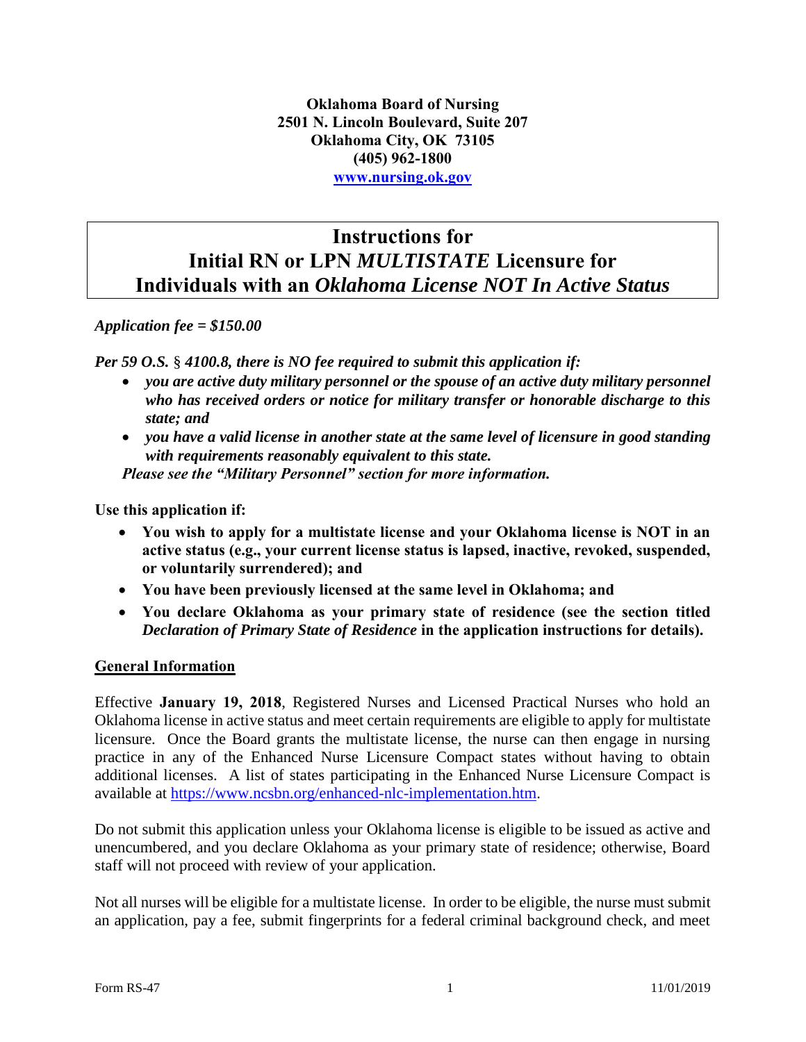**Oklahoma Board of Nursing**
**2501 N. Lincoln Boulevard, Suite 207**
**Oklahoma City, OK 73105**
**(405) 962-1800**
**[www.nursing.ok.gov](http://www.nursing.ok.gov)**

# Instructions for Initial RN or LPN *MULTISTATE* Licensure for Individuals with an *Oklahoma License NOT In Active Status*

***Application fee = $150.00***

***Per 59 O.S. § 4100.8, there is NO fee required to submit this application if:***

- ***you are active duty military personnel or the spouse of an active duty military personnel who has received orders or notice for military transfer or honorable discharge to this state; and***
- ***you have a valid license in another state at the same level of licensure in good standing with requirements reasonably equivalent to this state.***

***Please see the "Military Personnel" section for more information.***

**Use this application if:**

- **You wish to apply for a multistate license and your Oklahoma license is NOT in an active status (e.g., your current license status is lapsed, inactive, revoked, suspended, or voluntarily surrendered); and**
- **You have been previously licensed at the same level in Oklahoma; and**
- **You declare Oklahoma as your primary state of residence (see the section titled *Declaration of Primary State of Residence* in the application instructions for details).**

## General Information

Effective **January 19, 2018**, Registered Nurses and Licensed Practical Nurses who hold an Oklahoma license in active status and meet certain requirements are eligible to apply for multistate licensure. Once the Board grants the multistate license, the nurse can then engage in nursing practice in any of the Enhanced Nurse Licensure Compact states without having to obtain additional licenses. A list of states participating in the Enhanced Nurse Licensure Compact is available at [https://www.ncsbn.org/enhanced-nlc-implementation.htm](https://www.ncsbn.org/enhanced-nlc-implementation.htm).

Do not submit this application unless your Oklahoma license is eligible to be issued as active and unencumbered, and you declare Oklahoma as your primary state of residence; otherwise, Board staff will not proceed with review of your application.

Not all nurses will be eligible for a multistate license. In order to be eligible, the nurse must submit an application, pay a fee, submit fingerprints for a federal criminal background check, and meet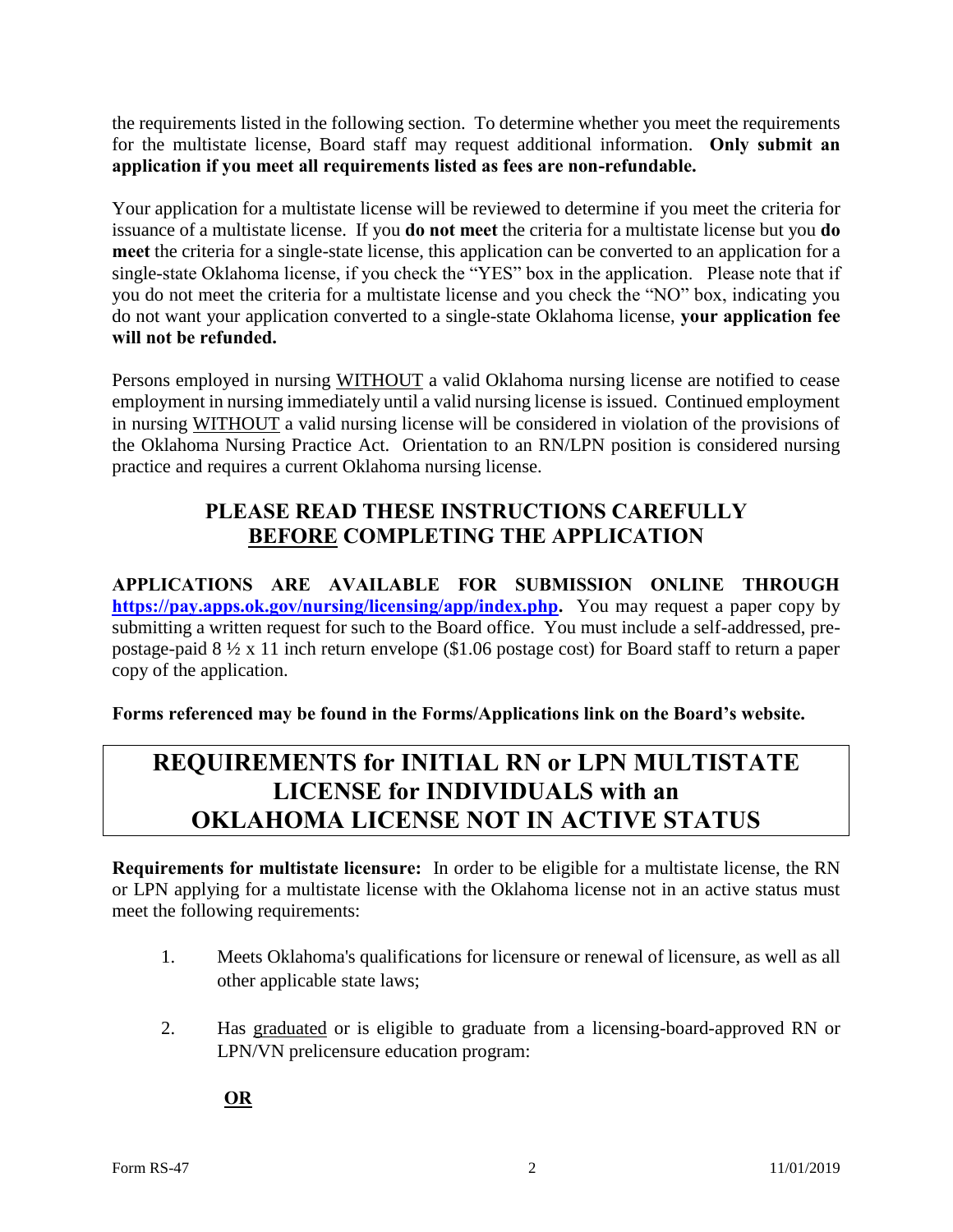the requirements listed in the following section. To determine whether you meet the requirements for the multistate license, Board staff may request additional information. **Only submit an application if you meet all requirements listed as fees are non-refundable.**

Your application for a multistate license will be reviewed to determine if you meet the criteria for issuance of a multistate license. If you **do not meet** the criteria for a multistate license but you **do meet** the criteria for a single-state license, this application can be converted to an application for a single-state Oklahoma license, if you check the "YES" box in the application. Please note that if you do not meet the criteria for a multistate license and you check the "NO" box, indicating you do not want your application converted to a single-state Oklahoma license, **your application fee will not be refunded.**

Persons employed in nursing WITHOUT a valid Oklahoma nursing license are notified to cease employment in nursing immediately until a valid nursing license is issued. Continued employment in nursing WITHOUT a valid nursing license will be considered in violation of the provisions of the Oklahoma Nursing Practice Act. Orientation to an RN/LPN position is considered nursing practice and requires a current Oklahoma nursing license.

## PLEASE READ THESE INSTRUCTIONS CAREFULLY BEFORE COMPLETING THE APPLICATION

**APPLICATIONS ARE AVAILABLE FOR SUBMISSION ONLINE THROUGH https://pay.apps.ok.gov/nursing/licensing/app/index.php.** You may request a paper copy by submitting a written request for such to the Board office. You must include a self-addressed, pre-postage-paid 8 ½ x 11 inch return envelope ($1.06 postage cost) for Board staff to return a paper copy of the application.

**Forms referenced may be found in the Forms/Applications link on the Board's website.**

# REQUIREMENTS for INITIAL RN or LPN MULTISTATE LICENSE for INDIVIDUALS with an OKLAHOMA LICENSE NOT IN ACTIVE STATUS

**Requirements for multistate licensure:** In order to be eligible for a multistate license, the RN or LPN applying for a multistate license with the Oklahoma license not in an active status must meet the following requirements:

1. Meets Oklahoma's qualifications for licensure or renewal of licensure, as well as all other applicable state laws;

2. Has graduated or is eligible to graduate from a licensing-board-approved RN or LPN/VN prelicensure education program:

   **OR**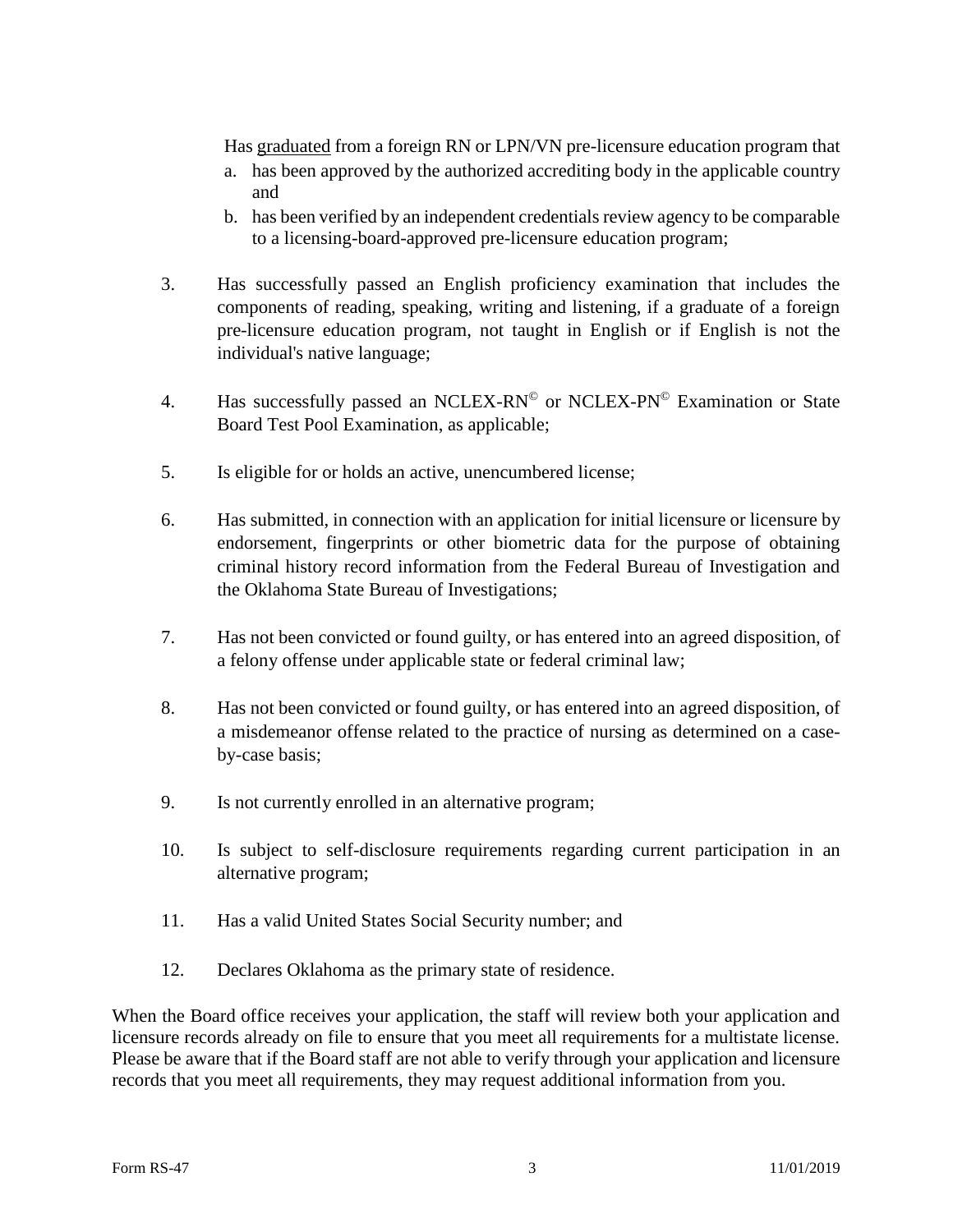Has <u>graduated</u> from a foreign RN or LPN/VN pre-licensure education program that

   a. has been approved by the authorized accrediting body in the applicable country and
   b. has been verified by an independent credentials review agency to be comparable to a licensing-board-approved pre-licensure education program;

3. Has successfully passed an English proficiency examination that includes the components of reading, speaking, writing and listening, if a graduate of a foreign pre-licensure education program, not taught in English or if English is not the individual's native language;

4. Has successfully passed an NCLEX-RN© or NCLEX-PN© Examination or State Board Test Pool Examination, as applicable;

5. Is eligible for or holds an active, unencumbered license;

6. Has submitted, in connection with an application for initial licensure or licensure by endorsement, fingerprints or other biometric data for the purpose of obtaining criminal history record information from the Federal Bureau of Investigation and the Oklahoma State Bureau of Investigations;

7. Has not been convicted or found guilty, or has entered into an agreed disposition, of a felony offense under applicable state or federal criminal law;

8. Has not been convicted or found guilty, or has entered into an agreed disposition, of a misdemeanor offense related to the practice of nursing as determined on a case-by-case basis;

9. Is not currently enrolled in an alternative program;

10. Is subject to self-disclosure requirements regarding current participation in an alternative program;

11. Has a valid United States Social Security number; and

12. Declares Oklahoma as the primary state of residence.

When the Board office receives your application, the staff will review both your application and licensure records already on file to ensure that you meet all requirements for a multistate license. Please be aware that if the Board staff are not able to verify through your application and licensure records that you meet all requirements, they may request additional information from you.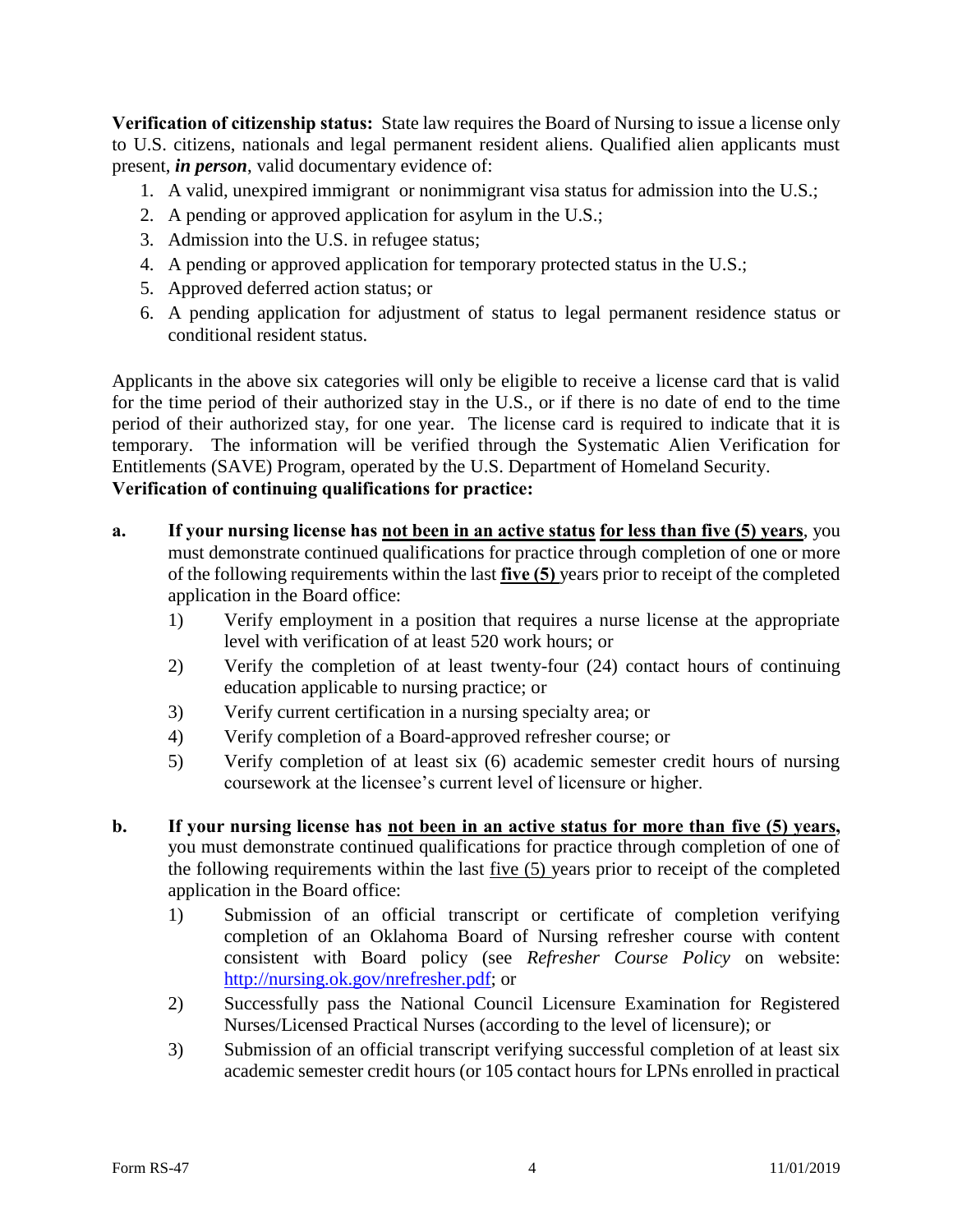**Verification of citizenship status:** State law requires the Board of Nursing to issue a license only to U.S. citizens, nationals and legal permanent resident aliens. Qualified alien applicants must present, ***in person***, valid documentary evidence of:

1. A valid, unexpired immigrant or nonimmigrant visa status for admission into the U.S.;
2. A pending or approved application for asylum in the U.S.;
3. Admission into the U.S. in refugee status;
4. A pending or approved application for temporary protected status in the U.S.;
5. Approved deferred action status; or
6. A pending application for adjustment of status to legal permanent residence status or conditional resident status.

Applicants in the above six categories will only be eligible to receive a license card that is valid for the time period of their authorized stay in the U.S., or if there is no date of end to the time period of their authorized stay, for one year. The license card is required to indicate that it is temporary. The information will be verified through the Systematic Alien Verification for Entitlements (SAVE) Program, operated by the U.S. Department of Homeland Security.

**Verification of continuing qualifications for practice:**

**a. If your nursing license has <u>not been in an active status</u> <u>for less than five (5) years</u>**, you must demonstrate continued qualifications for practice through completion of one or more of the following requirements within the last **<u>five (5)</u>** years prior to receipt of the completed application in the Board office:

1) Verify employment in a position that requires a nurse license at the appropriate level with verification of at least 520 work hours; or
2) Verify the completion of at least twenty-four (24) contact hours of continuing education applicable to nursing practice; or
3) Verify current certification in a nursing specialty area; or
4) Verify completion of a Board-approved refresher course; or
5) Verify completion of at least six (6) academic semester credit hours of nursing coursework at the licensee's current level of licensure or higher.

**b. If your nursing license has <u>not been in an active status for more than five (5) years</u>,** you must demonstrate continued qualifications for practice through completion of one of the following requirements within the last <u>five (5)</u> years prior to receipt of the completed application in the Board office:

1) Submission of an official transcript or certificate of completion verifying completion of an Oklahoma Board of Nursing refresher course with content consistent with Board policy (see *Refresher Course Policy* on website: [http://nursing.ok.gov/nrefresher.pdf](http://nursing.ok.gov/nrefresher.pdf); or
2) Successfully pass the National Council Licensure Examination for Registered Nurses/Licensed Practical Nurses (according to the level of licensure); or
3) Submission of an official transcript verifying successful completion of at least six academic semester credit hours (or 105 contact hours for LPNs enrolled in practical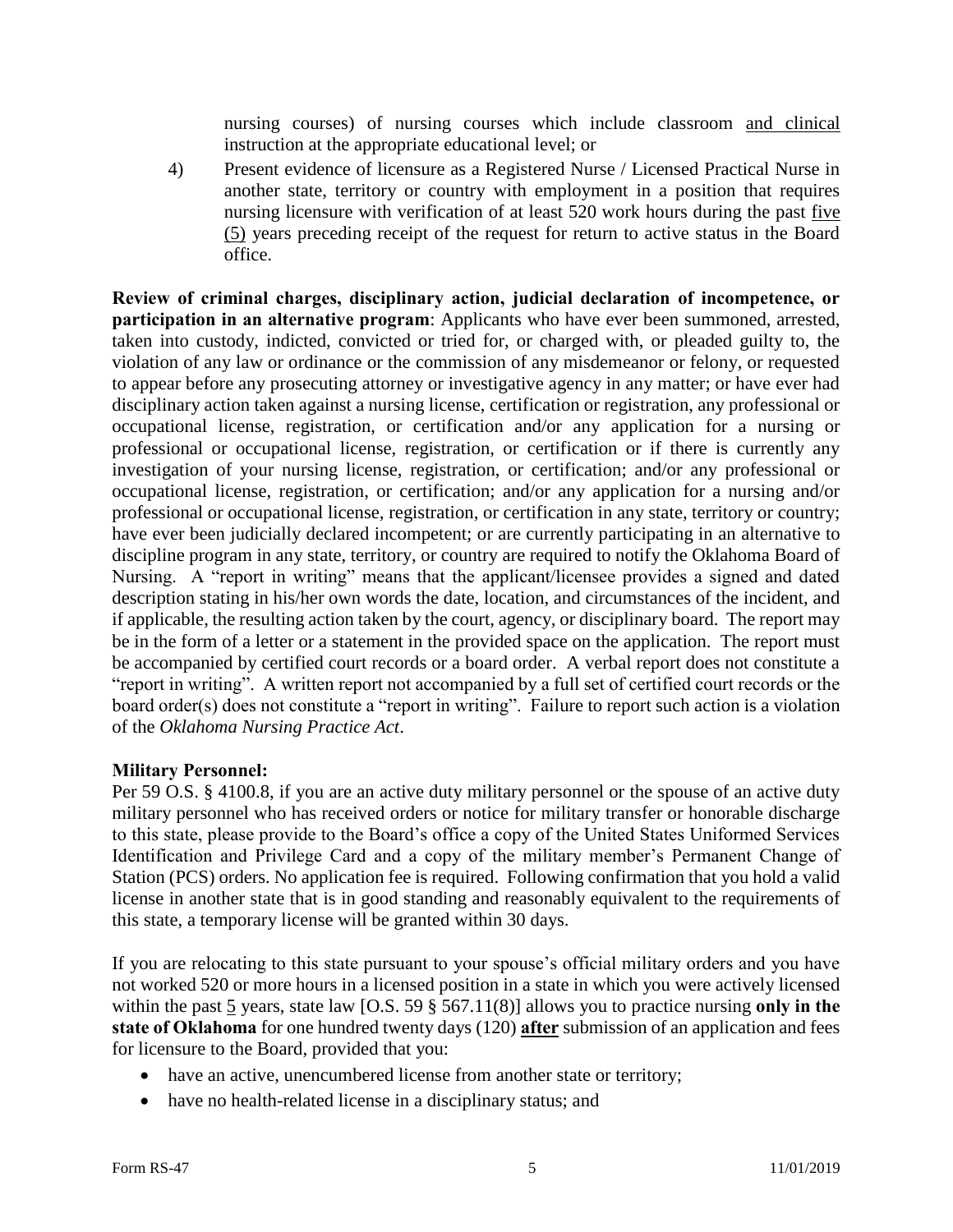nursing courses) of nursing courses which include classroom <u>and clinical</u> instruction at the appropriate educational level; or

4) Present evidence of licensure as a Registered Nurse / Licensed Practical Nurse in another state, territory or country with employment in a position that requires nursing licensure with verification of at least 520 work hours during the past <u>five (5)</u> years preceding receipt of the request for return to active status in the Board office.

**Review of criminal charges, disciplinary action, judicial declaration of incompetence, or participation in an alternative program**: Applicants who have ever been summoned, arrested, taken into custody, indicted, convicted or tried for, or charged with, or pleaded guilty to, the violation of any law or ordinance or the commission of any misdemeanor or felony, or requested to appear before any prosecuting attorney or investigative agency in any matter; or have ever had disciplinary action taken against a nursing license, certification or registration, any professional or occupational license, registration, or certification and/or any application for a nursing or professional or occupational license, registration, or certification or if there is currently any investigation of your nursing license, registration, or certification; and/or any professional or occupational license, registration, or certification; and/or any application for a nursing and/or professional or occupational license, registration, or certification in any state, territory or country; have ever been judicially declared incompetent; or are currently participating in an alternative to discipline program in any state, territory, or country are required to notify the Oklahoma Board of Nursing. A "report in writing" means that the applicant/licensee provides a signed and dated description stating in his/her own words the date, location, and circumstances of the incident, and if applicable, the resulting action taken by the court, agency, or disciplinary board. The report may be in the form of a letter or a statement in the provided space on the application. The report must be accompanied by certified court records or a board order. A verbal report does not constitute a "report in writing". A written report not accompanied by a full set of certified court records or the board order(s) does not constitute a "report in writing". Failure to report such action is a violation of the *Oklahoma Nursing Practice Act*.

**Military Personnel:**

Per 59 O.S. § 4100.8, if you are an active duty military personnel or the spouse of an active duty military personnel who has received orders or notice for military transfer or honorable discharge to this state, please provide to the Board's office a copy of the United States Uniformed Services Identification and Privilege Card and a copy of the military member's Permanent Change of Station (PCS) orders. No application fee is required. Following confirmation that you hold a valid license in another state that is in good standing and reasonably equivalent to the requirements of this state, a temporary license will be granted within 30 days.

If you are relocating to this state pursuant to your spouse's official military orders and you have not worked 520 or more hours in a licensed position in a state in which you were actively licensed within the past <u>5</u> years, state law [O.S. 59 § 567.11(8)] allows you to practice nursing **only in the state of Oklahoma** for one hundred twenty days (120) **<u>after</u>** submission of an application and fees for licensure to the Board, provided that you:

- have an active, unencumbered license from another state or territory;
- have no health-related license in a disciplinary status; and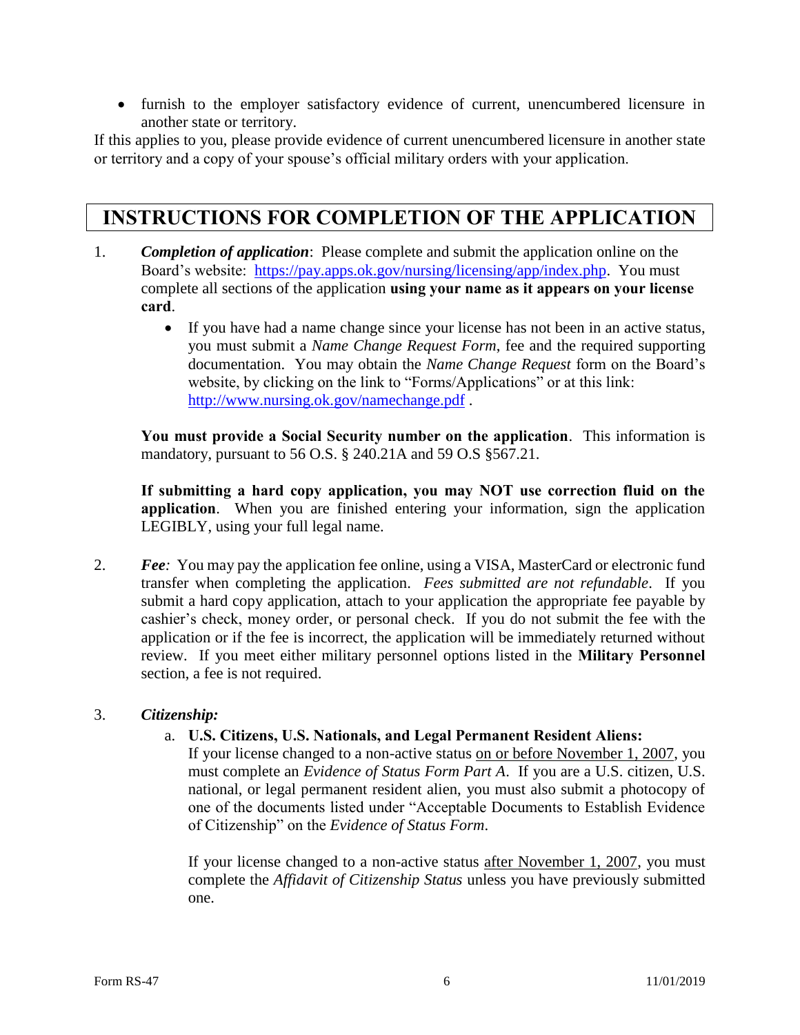- furnish to the employer satisfactory evidence of current, unencumbered licensure in another state or territory.

If this applies to you, please provide evidence of current unencumbered licensure in another state or territory and a copy of your spouse's official military orders with your application.

# INSTRUCTIONS FOR COMPLETION OF THE APPLICATION

1. ***Completion of application***: Please complete and submit the application online on the Board's website: [https://pay.apps.ok.gov/nursing/licensing/app/index.php](https://pay.apps.ok.gov/nursing/licensing/app/index.php). You must complete all sections of the application **using your name as it appears on your license card**.

   - If you have had a name change since your license has not been in an active status, you must submit a *Name Change Request Form*, fee and the required supporting documentation. You may obtain the *Name Change Request* form on the Board's website, by clicking on the link to "Forms/Applications" or at this link: [http://www.nursing.ok.gov/namechange.pdf](http://www.nursing.ok.gov/namechange.pdf) .

   **You must provide a Social Security number on the application**. This information is mandatory, pursuant to 56 O.S. § 240.21A and 59 O.S §567.21.

   **If submitting a hard copy application, you may NOT use correction fluid on the application**. When you are finished entering your information, sign the application LEGIBLY, using your full legal name.

2. ***Fee:*** You may pay the application fee online, using a VISA, MasterCard or electronic fund transfer when completing the application. *Fees submitted are not refundable*. If you submit a hard copy application, attach to your application the appropriate fee payable by cashier's check, money order, or personal check. If you do not submit the fee with the application or if the fee is incorrect, the application will be immediately returned without review. If you meet either military personnel options listed in the **Military Personnel** section, a fee is not required.

3. ***Citizenship:***

   a. **U.S. Citizens, U.S. Nationals, and Legal Permanent Resident Aliens:**
   If your license changed to a non-active status on or before November 1, 2007, you must complete an *Evidence of Status Form Part A*. If you are a U.S. citizen, U.S. national, or legal permanent resident alien, you must also submit a photocopy of one of the documents listed under "Acceptable Documents to Establish Evidence of Citizenship" on the *Evidence of Status Form*.

   If your license changed to a non-active status after November 1, 2007, you must complete the *Affidavit of Citizenship Status* unless you have previously submitted one.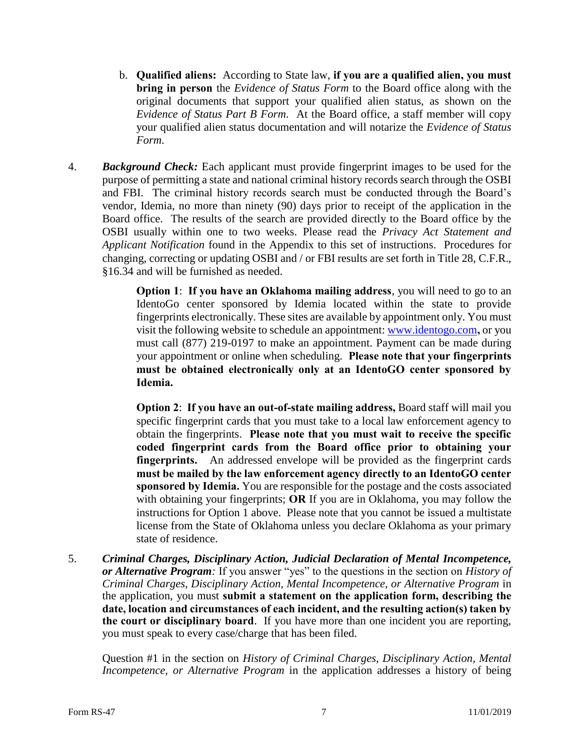b. **Qualified aliens:** According to State law, **if you are a qualified alien, you must bring in person** the *Evidence of Status Form* to the Board office along with the original documents that support your qualified alien status, as shown on the *Evidence of Status Part B Form*. At the Board office, a staff member will copy your qualified alien status documentation and will notarize the *Evidence of Status Form*.

4. ***Background Check:*** Each applicant must provide fingerprint images to be used for the purpose of permitting a state and national criminal history records search through the OSBI and FBI. The criminal history records search must be conducted through the Board's vendor, Idemia, no more than ninety (90) days prior to receipt of the application in the Board office. The results of the search are provided directly to the Board office by the OSBI usually within one to two weeks. Please read the *Privacy Act Statement and Applicant Notification* found in the Appendix to this set of instructions. Procedures for changing, correcting or updating OSBI and / or FBI results are set forth in Title 28, C.F.R., §16.34 and will be furnished as needed.

   **Option 1**: **If you have an Oklahoma mailing address**, you will need to go to an IdentoGo center sponsored by Idemia located within the state to provide fingerprints electronically. These sites are available by appointment only. You must visit the following website to schedule an appointment: [www.identogo.com](http://www.identogo.com)**,** or you must call (877) 219-0197 to make an appointment. Payment can be made during your appointment or online when scheduling. **Please note that your fingerprints must be obtained electronically only at an IdentoGO center sponsored by Idemia.**

   **Option 2**: **If you have an out-of-state mailing address,** Board staff will mail you specific fingerprint cards that you must take to a local law enforcement agency to obtain the fingerprints. **Please note that you must wait to receive the specific coded fingerprint cards from the Board office prior to obtaining your fingerprints.** An addressed envelope will be provided as the fingerprint cards **must be mailed by the law enforcement agency directly to an IdentoGO center sponsored by Idemia.** You are responsible for the postage and the costs associated with obtaining your fingerprints; **OR** If you are in Oklahoma, you may follow the instructions for Option 1 above. Please note that you cannot be issued a multistate license from the State of Oklahoma unless you declare Oklahoma as your primary state of residence.

5. ***Criminal Charges, Disciplinary Action, Judicial Declaration of Mental Incompetence, or Alternative Program****:* If you answer "yes" to the questions in the section on *History of Criminal Charges, Disciplinary Action, Mental Incompetence, or Alternative Program* in the application, you must **submit a statement on the application form, describing the date, location and circumstances of each incident, and the resulting action(s) taken by the court or disciplinary board**. If you have more than one incident you are reporting, you must speak to every case/charge that has been filed.

   Question #1 in the section on *History of Criminal Charges, Disciplinary Action, Mental Incompetence, or Alternative Program* in the application addresses a history of being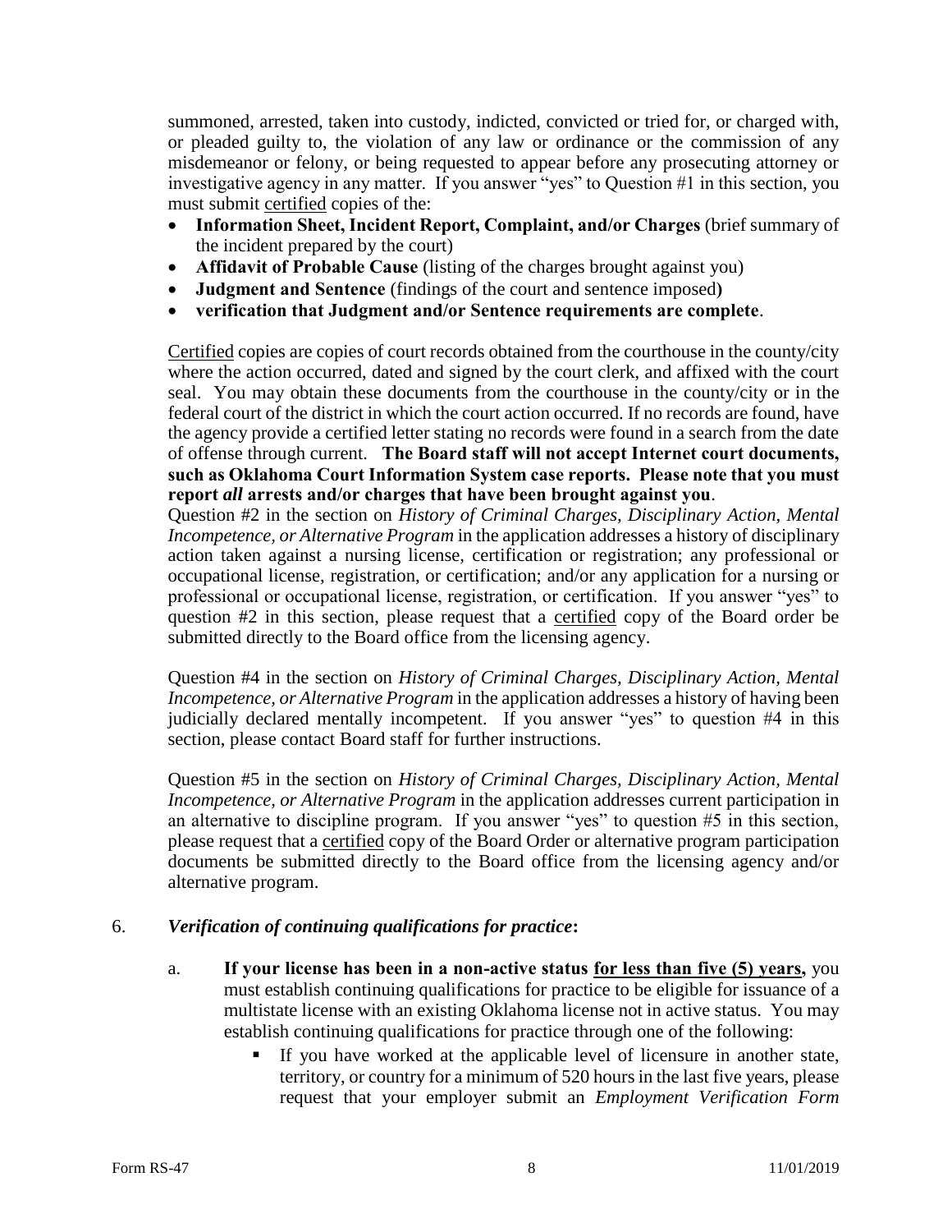summoned, arrested, taken into custody, indicted, convicted or tried for, or charged with, or pleaded guilty to, the violation of any law or ordinance or the commission of any misdemeanor or felony, or being requested to appear before any prosecuting attorney or investigative agency in any matter. If you answer "yes" to Question #1 in this section, you must submit certified copies of the:

- **Information Sheet, Incident Report, Complaint, and/or Charges** (brief summary of the incident prepared by the court)
- **Affidavit of Probable Cause** (listing of the charges brought against you)
- **Judgment and Sentence** (findings of the court and sentence imposed**)**
- **verification that Judgment and/or Sentence requirements are complete**.

Certified copies are copies of court records obtained from the courthouse in the county/city where the action occurred, dated and signed by the court clerk, and affixed with the court seal. You may obtain these documents from the courthouse in the county/city or in the federal court of the district in which the court action occurred. If no records are found, have the agency provide a certified letter stating no records were found in a search from the date of offense through current. **The Board staff will not accept Internet court documents, such as Oklahoma Court Information System case reports. Please note that you must report *all* arrests and/or charges that have been brought against you**.

Question #2 in the section on *History of Criminal Charges, Disciplinary Action, Mental Incompetence, or Alternative Program* in the application addresses a history of disciplinary action taken against a nursing license, certification or registration; any professional or occupational license, registration, or certification; and/or any application for a nursing or professional or occupational license, registration, or certification. If you answer "yes" to question #2 in this section, please request that a certified copy of the Board order be submitted directly to the Board office from the licensing agency.

Question #4 in the section on *History of Criminal Charges, Disciplinary Action, Mental Incompetence, or Alternative Program* in the application addresses a history of having been judicially declared mentally incompetent. If you answer "yes" to question #4 in this section, please contact Board staff for further instructions.

Question #5 in the section on *History of Criminal Charges, Disciplinary Action, Mental Incompetence, or Alternative Program* in the application addresses current participation in an alternative to discipline program. If you answer "yes" to question #5 in this section, please request that a certified copy of the Board Order or alternative program participation documents be submitted directly to the Board office from the licensing agency and/or alternative program.

6. ***Verification of continuing qualifications for practice*:**

   a. **If your license has been in a non-active status for less than five (5) years,** you must establish continuing qualifications for practice to be eligible for issuance of a multistate license with an existing Oklahoma license not in active status. You may establish continuing qualifications for practice through one of the following:

      - If you have worked at the applicable level of licensure in another state, territory, or country for a minimum of 520 hours in the last five years, please request that your employer submit an *Employment Verification Form*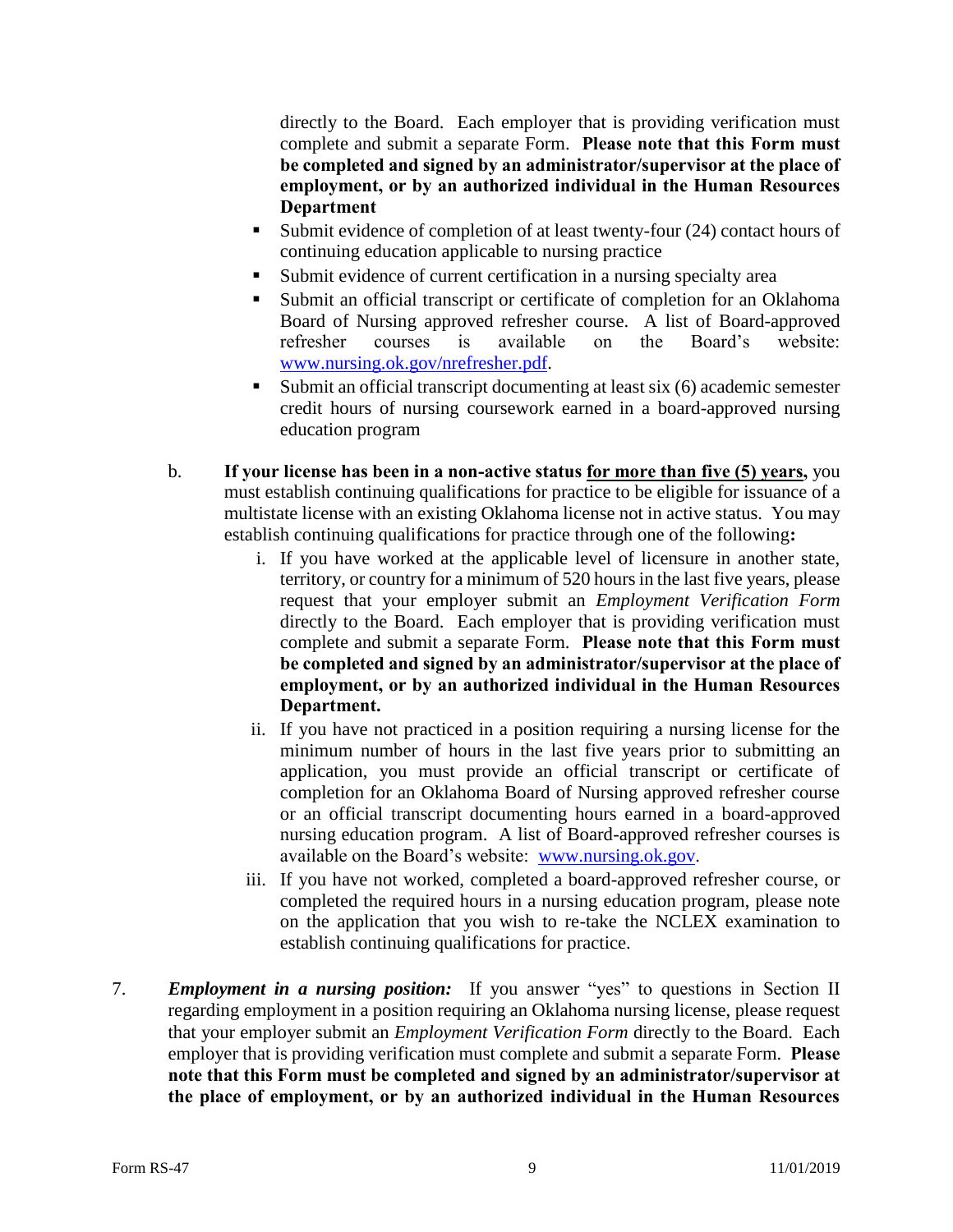directly to the Board. Each employer that is providing verification must complete and submit a separate Form. **Please note that this Form must be completed and signed by an administrator/supervisor at the place of employment, or by an authorized individual in the Human Resources Department**

- Submit evidence of completion of at least twenty-four (24) contact hours of continuing education applicable to nursing practice
- Submit evidence of current certification in a nursing specialty area
- Submit an official transcript or certificate of completion for an Oklahoma Board of Nursing approved refresher course. A list of Board-approved refresher courses is available on the Board's website: [www.nursing.ok.gov/nrefresher.pdf](www.nursing.ok.gov/nrefresher.pdf).
- Submit an official transcript documenting at least six (6) academic semester credit hours of nursing coursework earned in a board-approved nursing education program

b. **If your license has been in a non-active status <u>for more than five (5) years</u>,** you must establish continuing qualifications for practice to be eligible for issuance of a multistate license with an existing Oklahoma license not in active status. You may establish continuing qualifications for practice through one of the following**:**

   i. If you have worked at the applicable level of licensure in another state, territory, or country for a minimum of 520 hours in the last five years, please request that your employer submit an *Employment Verification Form* directly to the Board. Each employer that is providing verification must complete and submit a separate Form. **Please note that this Form must be completed and signed by an administrator/supervisor at the place of employment, or by an authorized individual in the Human Resources Department.**

   ii. If you have not practiced in a position requiring a nursing license for the minimum number of hours in the last five years prior to submitting an application, you must provide an official transcript or certificate of completion for an Oklahoma Board of Nursing approved refresher course or an official transcript documenting hours earned in a board-approved nursing education program. A list of Board-approved refresher courses is available on the Board's website: [www.nursing.ok.gov](www.nursing.ok.gov).

   iii. If you have not worked, completed a board-approved refresher course, or completed the required hours in a nursing education program, please note on the application that you wish to re-take the NCLEX examination to establish continuing qualifications for practice.

7. ***Employment in a nursing position:*** If you answer "yes" to questions in Section II regarding employment in a position requiring an Oklahoma nursing license, please request that your employer submit an *Employment Verification Form* directly to the Board. Each employer that is providing verification must complete and submit a separate Form. **Please note that this Form must be completed and signed by an administrator/supervisor at the place of employment, or by an authorized individual in the Human Resources**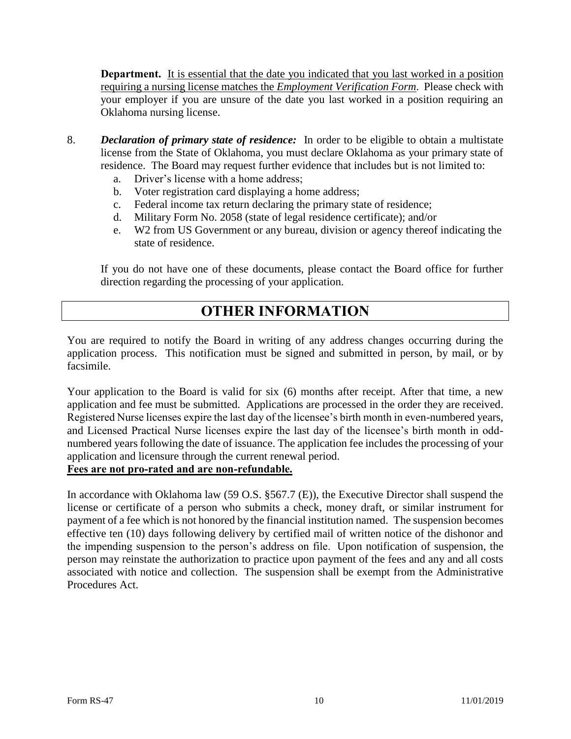**Department.** It is essential that the date you indicated that you last worked in a position requiring a nursing license matches the *Employment Verification Form*. Please check with your employer if you are unsure of the date you last worked in a position requiring an Oklahoma nursing license.

8. ***Declaration of primary state of residence:*** In order to be eligible to obtain a multistate license from the State of Oklahoma, you must declare Oklahoma as your primary state of residence. The Board may request further evidence that includes but is not limited to:
   a. Driver's license with a home address;
   b. Voter registration card displaying a home address;
   c. Federal income tax return declaring the primary state of residence;
   d. Military Form No. 2058 (state of legal residence certificate); and/or
   e. W2 from US Government or any bureau, division or agency thereof indicating the state of residence.

   If you do not have one of these documents, please contact the Board office for further direction regarding the processing of your application.

## OTHER INFORMATION

You are required to notify the Board in writing of any address changes occurring during the application process. This notification must be signed and submitted in person, by mail, or by facsimile.

Your application to the Board is valid for six (6) months after receipt. After that time, a new application and fee must be submitted. Applications are processed in the order they are received. Registered Nurse licenses expire the last day of the licensee's birth month in even-numbered years, and Licensed Practical Nurse licenses expire the last day of the licensee's birth month in odd-numbered years following the date of issuance. The application fee includes the processing of your application and licensure through the current renewal period.
**Fees are not pro-rated and are non-refundable.**

In accordance with Oklahoma law (59 O.S. §567.7 (E)), the Executive Director shall suspend the license or certificate of a person who submits a check, money draft, or similar instrument for payment of a fee which is not honored by the financial institution named. The suspension becomes effective ten (10) days following delivery by certified mail of written notice of the dishonor and the impending suspension to the person's address on file. Upon notification of suspension, the person may reinstate the authorization to practice upon payment of the fees and any and all costs associated with notice and collection. The suspension shall be exempt from the Administrative Procedures Act.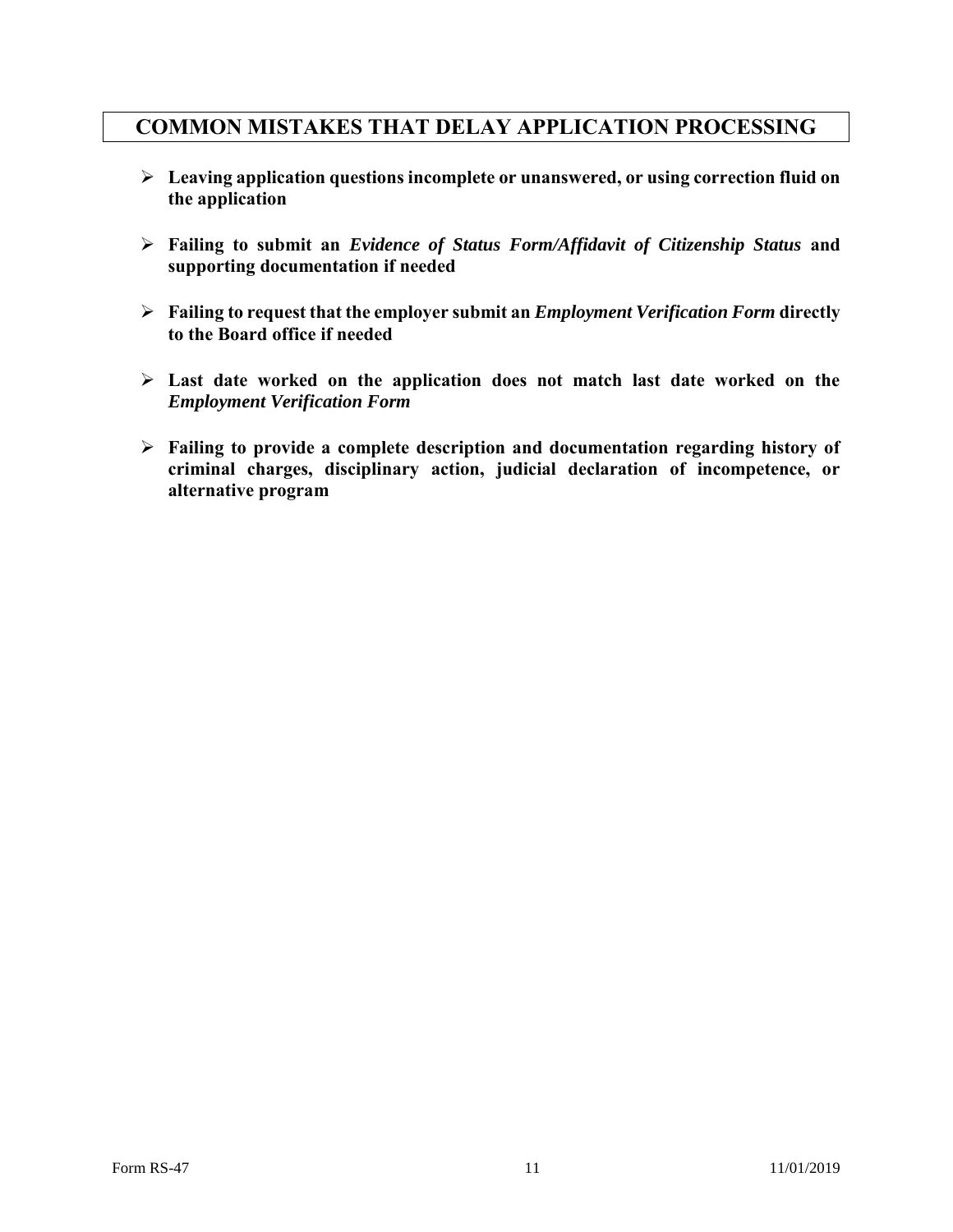## COMMON MISTAKES THAT DELAY APPLICATION PROCESSING

- **Leaving application questions incomplete or unanswered, or using correction fluid on the application**
- **Failing to submit an *Evidence of Status Form/Affidavit of Citizenship Status* and supporting documentation if needed**
- **Failing to request that the employer submit an *Employment Verification Form* directly to the Board office if needed**
- **Last date worked on the application does not match last date worked on the *Employment Verification Form***
- **Failing to provide a complete description and documentation regarding history of criminal charges, disciplinary action, judicial declaration of incompetence, or alternative program**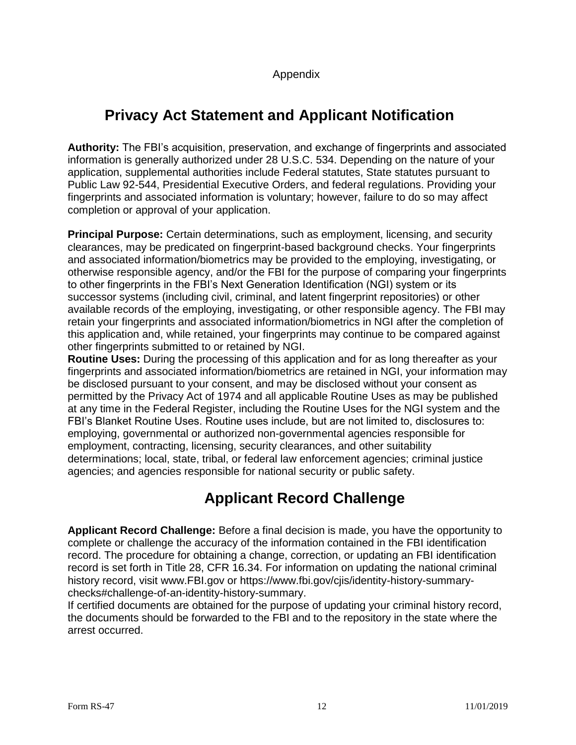Appendix

# Privacy Act Statement and Applicant Notification

**Authority:** The FBI's acquisition, preservation, and exchange of fingerprints and associated information is generally authorized under 28 U.S.C. 534. Depending on the nature of your application, supplemental authorities include Federal statutes, State statutes pursuant to Public Law 92-544, Presidential Executive Orders, and federal regulations. Providing your fingerprints and associated information is voluntary; however, failure to do so may affect completion or approval of your application.

**Principal Purpose:** Certain determinations, such as employment, licensing, and security clearances, may be predicated on fingerprint-based background checks. Your fingerprints and associated information/biometrics may be provided to the employing, investigating, or otherwise responsible agency, and/or the FBI for the purpose of comparing your fingerprints to other fingerprints in the FBI's Next Generation Identification (NGI) system or its successor systems (including civil, criminal, and latent fingerprint repositories) or other available records of the employing, investigating, or other responsible agency. The FBI may retain your fingerprints and associated information/biometrics in NGI after the completion of this application and, while retained, your fingerprints may continue to be compared against other fingerprints submitted to or retained by NGI.

**Routine Uses:** During the processing of this application and for as long thereafter as your fingerprints and associated information/biometrics are retained in NGI, your information may be disclosed pursuant to your consent, and may be disclosed without your consent as permitted by the Privacy Act of 1974 and all applicable Routine Uses as may be published at any time in the Federal Register, including the Routine Uses for the NGI system and the FBI's Blanket Routine Uses. Routine uses include, but are not limited to, disclosures to: employing, governmental or authorized non-governmental agencies responsible for employment, contracting, licensing, security clearances, and other suitability determinations; local, state, tribal, or federal law enforcement agencies; criminal justice agencies; and agencies responsible for national security or public safety.

# Applicant Record Challenge

**Applicant Record Challenge:** Before a final decision is made, you have the opportunity to complete or challenge the accuracy of the information contained in the FBI identification record. The procedure for obtaining a change, correction, or updating an FBI identification record is set forth in Title 28, CFR 16.34. For information on updating the national criminal history record, visit www.FBI.gov or https://www.fbi.gov/cjis/identity-history-summary-checks#challenge-of-an-identity-history-summary.

If certified documents are obtained for the purpose of updating your criminal history record, the documents should be forwarded to the FBI and to the repository in the state where the arrest occurred.